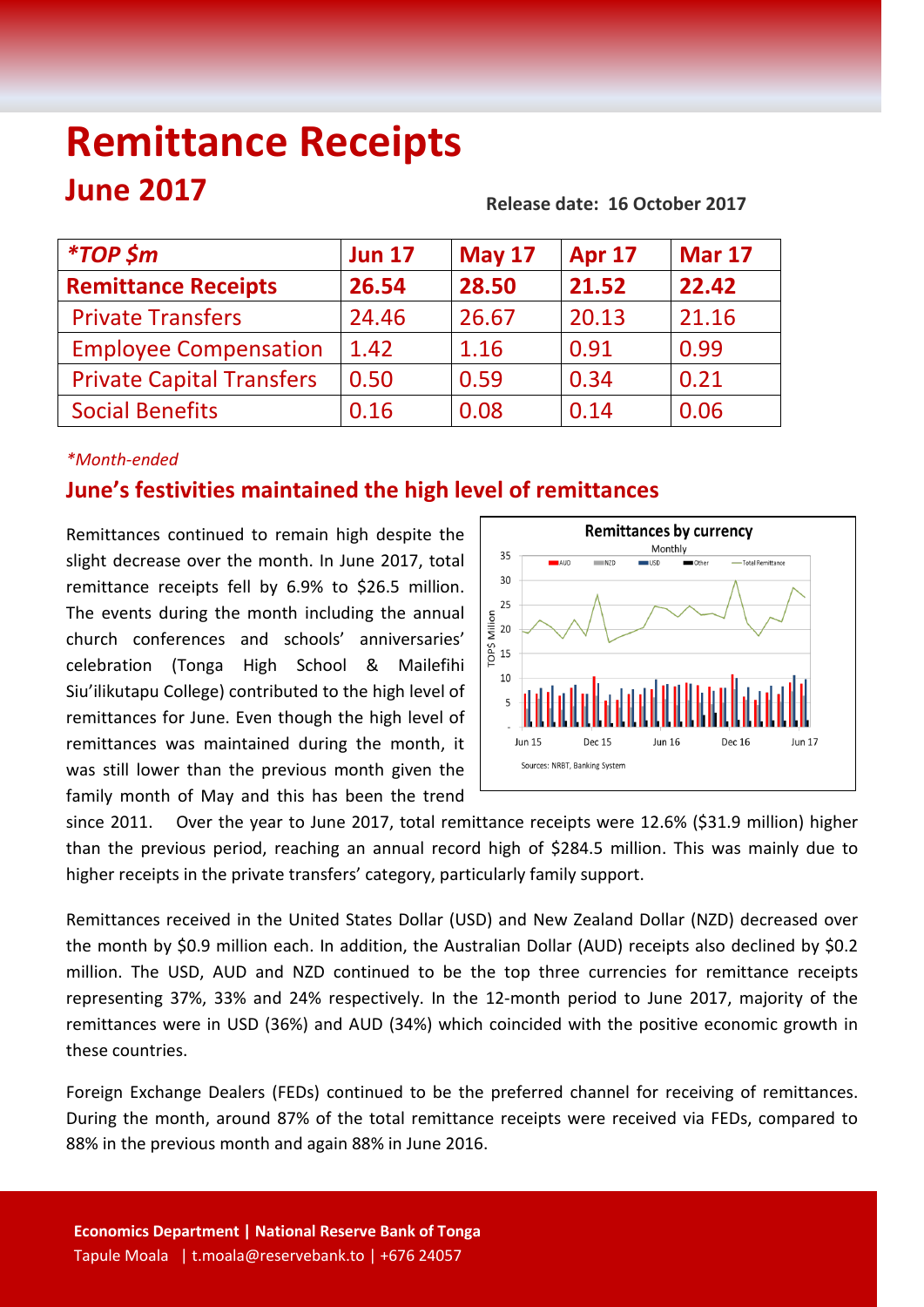# Remittance Receipts

## June 2017

**Release date: 16 October 2017**

| *TOP $m | Jun 17 | May 17 | Apr 17 | Mar 17 |
|---|---|---|---|---|
| **Remittance Receipts** | **26.54** | **28.50** | **21.52** | **22.42** |
| Private Transfers | 24.46 | 26.67 | 20.13 | 21.16 |
| Employee Compensation | 1.42 | 1.16 | 0.91 | 0.99 |
| Private Capital Transfers | 0.50 | 0.59 | 0.34 | 0.21 |
| Social Benefits | 0.16 | 0.08 | 0.14 | 0.06 |

*\*Month-ended*

## June's festivities maintained the high level of remittances

Remittances continued to remain high despite the slight decrease over the month. In June 2017, total remittance receipts fell by 6.9% to $26.5 million. The events during the month including the annual church conferences and schools' anniversaries' celebration (Tonga High School & Mailefihi Siu'ilikutapu College) contributed to the high level of remittances for June. Even though the high level of remittances was maintained during the month, it was still lower than the previous month given the family month of May and this has been the trend since 2011. Over the year to June 2017, total remittance receipts were 12.6% ($31.9 million) higher than the previous period, reaching an annual record high of $284.5 million. This was mainly due to higher receipts in the private transfers' category, particularly family support.

**Remittances by currency**
Monthly

Sources: NRBT, Banking System

Remittances received in the United States Dollar (USD) and New Zealand Dollar (NZD) decreased over the month by $0.9 million each. In addition, the Australian Dollar (AUD) receipts also declined by $0.2 million. The USD, AUD and NZD continued to be the top three currencies for remittance receipts representing 37%, 33% and 24% respectively. In the 12-month period to June 2017, majority of the remittances were in USD (36%) and AUD (34%) which coincided with the positive economic growth in these countries.

Foreign Exchange Dealers (FEDs) continued to be the preferred channel for receiving of remittances. During the month, around 87% of the total remittance receipts were received via FEDs, compared to 88% in the previous month and again 88% in June 2016.

**Economics Department | National Reserve Bank of Tonga**
Tapule Moala | t.moala@reservebank.to | +676 24057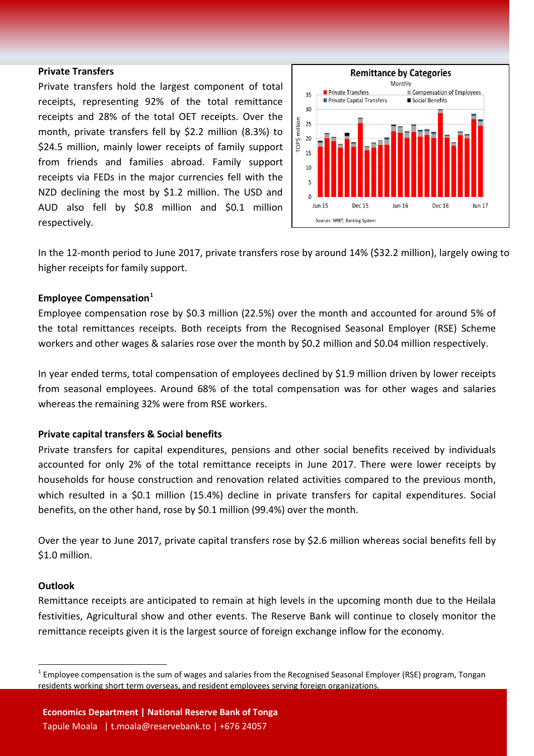**Private Transfers**

Private transfers hold the largest component of total receipts, representing 92% of the total remittance receipts and 28% of the total OET receipts. Over the month, private transfers fell by $2.2 million (8.3%) to $24.5 million, mainly lower receipts of family support from friends and families abroad. Family support receipts via FEDs in the major currencies fell with the NZD declining the most by $1.2 million. The USD and AUD also fell by $0.8 million and $0.1 million respectively.

In the 12-month period to June 2017, private transfers rose by around 14% ($32.2 million), largely owing to higher receipts for family support.

**Employee Compensation[1]**

Employee compensation rose by $0.3 million (22.5%) over the month and accounted for around 5% of the total remittances receipts. Both receipts from the Recognised Seasonal Employer (RSE) Scheme workers and other wages & salaries rose over the month by $0.2 million and $0.04 million respectively.

In year ended terms, total compensation of employees declined by $1.9 million driven by lower receipts from seasonal employees. Around 68% of the total compensation was for other wages and salaries whereas the remaining 32% were from RSE workers.

**Private capital transfers & Social benefits**

Private transfers for capital expenditures, pensions and other social benefits received by individuals accounted for only 2% of the total remittance receipts in June 2017. There were lower receipts by households for house construction and renovation related activities compared to the previous month, which resulted in a $0.1 million (15.4%) decline in private transfers for capital expenditures. Social benefits, on the other hand, rose by $0.1 million (99.4%) over the month.

Over the year to June 2017, private capital transfers rose by $2.6 million whereas social benefits fell by $1.0 million.

**Outlook**

Remittance receipts are anticipated to remain at high levels in the upcoming month due to the Heilala festivities, Agricultural show and other events. The Reserve Bank will continue to closely monitor the remittance receipts given it is the largest source of foreign exchange inflow for the economy.

[1] Employee compensation is the sum of wages and salaries from the Recognised Seasonal Employer (RSE) program, Tongan residents working short term overseas, and resident employees serving foreign organizations.

**Economics Department | National Reserve Bank of Tonga**
Tapule Moala | t.moala@reservebank.to | +676 24057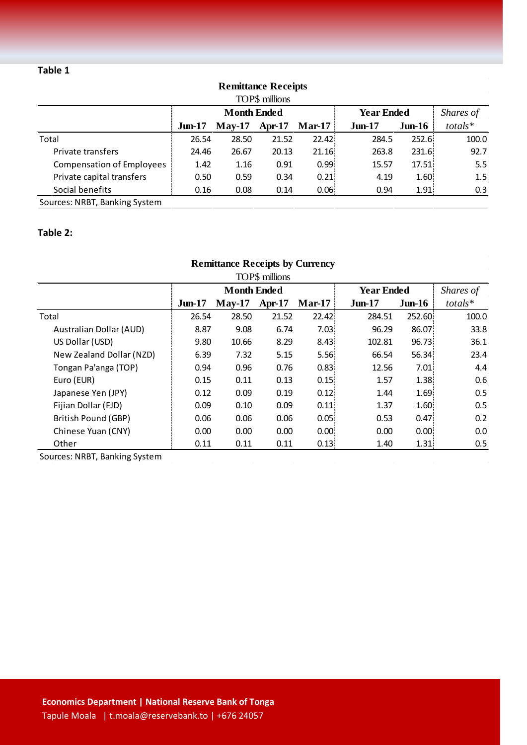**Table 1**

**Remittance Receipts**

TOP$ millions

| | Month Ended | | | | Year Ended | | Shares of |
|---|---|---|---|---|---|---|---|
| | **Jun-17** | **May-17** | **Apr-17** | **Mar-17** | **Jun-17** | **Jun-16** | *totals** |
| Total | 26.54 | 28.50 | 21.52 | 22.42 | 284.5 | 252.6 | 100.0 |
| Private transfers | 24.46 | 26.67 | 20.13 | 21.16 | 263.8 | 231.6 | 92.7 |
| Compensation of Employees | 1.42 | 1.16 | 0.91 | 0.99 | 15.57 | 17.51 | 5.5 |
| Private capital transfers | 0.50 | 0.59 | 0.34 | 0.21 | 4.19 | 1.60 | 1.5 |
| Social benefits | 0.16 | 0.08 | 0.14 | 0.06 | 0.94 | 1.91 | 0.3 |

Sources: NRBT, Banking System

**Table 2:**

**Remittance Receipts by Currency**

TOP$ millions

| | Month Ended | | | | Year Ended | | Shares of |
|---|---|---|---|---|---|---|---|
| | **Jun-17** | **May-17** | **Apr-17** | **Mar-17** | **Jun-17** | **Jun-16** | *totals** |
| Total | 26.54 | 28.50 | 21.52 | 22.42 | 284.51 | 252.60 | 100.0 |
| Australian Dollar (AUD) | 8.87 | 9.08 | 6.74 | 7.03 | 96.29 | 86.07 | 33.8 |
| US Dollar (USD) | 9.80 | 10.66 | 8.29 | 8.43 | 102.81 | 96.73 | 36.1 |
| New Zealand Dollar (NZD) | 6.39 | 7.32 | 5.15 | 5.56 | 66.54 | 56.34 | 23.4 |
| Tongan Pa'anga (TOP) | 0.94 | 0.96 | 0.76 | 0.83 | 12.56 | 7.01 | 4.4 |
| Euro (EUR) | 0.15 | 0.11 | 0.13 | 0.15 | 1.57 | 1.38 | 0.6 |
| Japanese Yen (JPY) | 0.12 | 0.09 | 0.19 | 0.12 | 1.44 | 1.69 | 0.5 |
| Fijian Dollar (FJD) | 0.09 | 0.10 | 0.09 | 0.11 | 1.37 | 1.60 | 0.5 |
| British Pound (GBP) | 0.06 | 0.06 | 0.06 | 0.05 | 0.53 | 0.47 | 0.2 |
| Chinese Yuan (CNY) | 0.00 | 0.00 | 0.00 | 0.00 | 0.00 | 0.00 | 0.0 |
| Other | 0.11 | 0.11 | 0.11 | 0.13 | 1.40 | 1.31 | 0.5 |

Sources: NRBT, Banking System

**Economics Department | National Reserve Bank of Tonga**

Tapule Moala | t.moala@reservebank.to | +676 24057